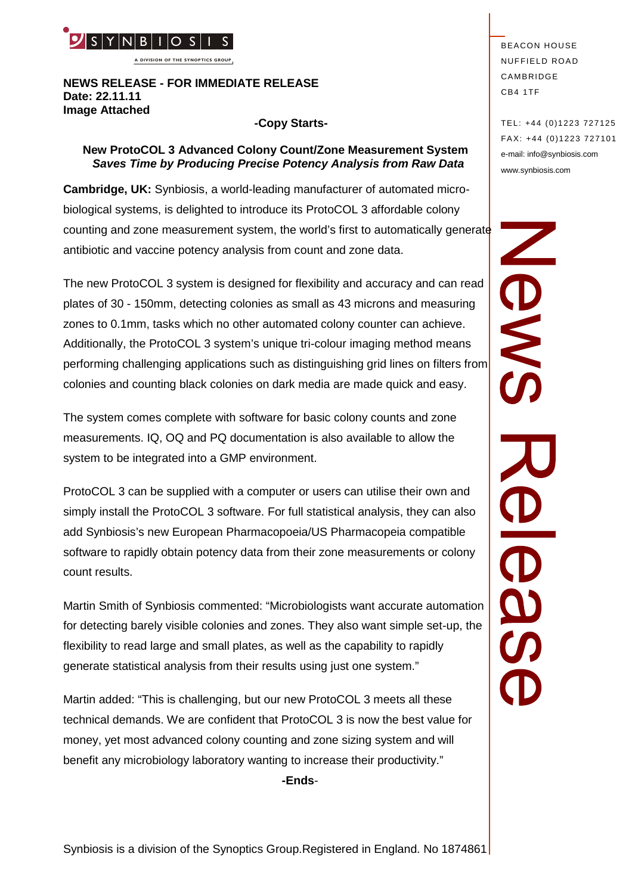SYNBIOSIS

A DIVISION OF THE SYNOPTICS GROUP

BEACON HOUSE
NUFFIELD ROAD
CAMBRIDGE
CB4 1TF

TEL: +44 (0)1223 727125
FAX: +44 (0)1223 727101
e-mail: info@synbiosis.com
www.synbiosis.com

News Release

**NEWS RELEASE - FOR IMMEDIATE RELEASE**
**Date: 22.11.11**
**Image Attached**

**-Copy Starts-**

**New ProtoCOL 3 Advanced Colony Count/Zone Measurement System**
***Saves Time by Producing Precise Potency Analysis from Raw Data***

**Cambridge, UK:** Synbiosis, a world-leading manufacturer of automated micro-biological systems, is delighted to introduce its ProtoCOL 3 affordable colony counting and zone measurement system, the world's first to automatically generate antibiotic and vaccine potency analysis from count and zone data.

The new ProtoCOL 3 system is designed for flexibility and accuracy and can read plates of 30 - 150mm, detecting colonies as small as 43 microns and measuring zones to 0.1mm, tasks which no other automated colony counter can achieve. Additionally, the ProtoCOL 3 system's unique tri-colour imaging method means performing challenging applications such as distinguishing grid lines on filters from colonies and counting black colonies on dark media are made quick and easy.

The system comes complete with software for basic colony counts and zone measurements. IQ, OQ and PQ documentation is also available to allow the system to be integrated into a GMP environment.

ProtoCOL 3 can be supplied with a computer or users can utilise their own and simply install the ProtoCOL 3 software. For full statistical analysis, they can also add Synbiosis's new European Pharmacopoeia/US Pharmacopeia compatible software to rapidly obtain potency data from their zone measurements or colony count results.

Martin Smith of Synbiosis commented: "Microbiologists want accurate automation for detecting barely visible colonies and zones. They also want simple set-up, the flexibility to read large and small plates, as well as the capability to rapidly generate statistical analysis from their results using just one system."

Martin added: "This is challenging, but our new ProtoCOL 3 meets all these technical demands. We are confident that ProtoCOL 3 is now the best value for money, yet most advanced colony counting and zone sizing system and will benefit any microbiology laboratory wanting to increase their productivity."

**-Ends**-

Synbiosis is a division of the Synoptics Group.Registered in England. No 1874861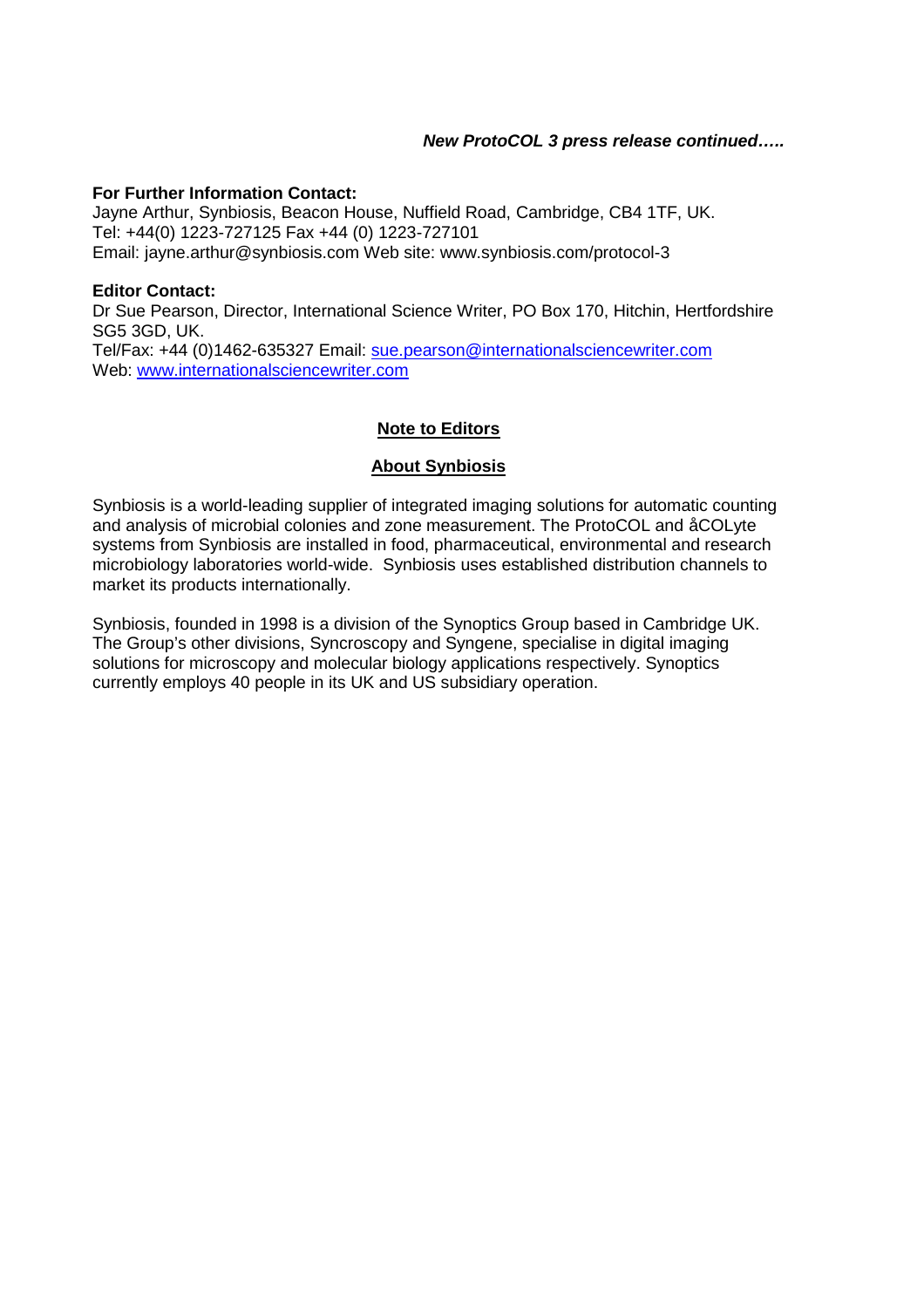***New ProtoCOL 3 press release continued…..***

**For Further Information Contact:**
Jayne Arthur, Synbiosis, Beacon House, Nuffield Road, Cambridge, CB4 1TF, UK.
Tel: +44(0) 1223-727125 Fax +44 (0) 1223-727101
Email: jayne.arthur@synbiosis.com Web site: www.synbiosis.com/protocol-3

**Editor Contact:**
Dr Sue Pearson, Director, International Science Writer, PO Box 170, Hitchin, Hertfordshire SG5 3GD, UK.
Tel/Fax: +44 (0)1462-635327 Email: sue.pearson@internationalsciencewriter.com
Web: www.internationalsciencewriter.com

## Note to Editors

### About Synbiosis

Synbiosis is a world-leading supplier of integrated imaging solutions for automatic counting and analysis of microbial colonies and zone measurement. The ProtoCOL and åCOLyte systems from Synbiosis are installed in food, pharmaceutical, environmental and research microbiology laboratories world-wide. Synbiosis uses established distribution channels to market its products internationally.

Synbiosis, founded in 1998 is a division of the Synoptics Group based in Cambridge UK. The Group's other divisions, Syncroscopy and Syngene, specialise in digital imaging solutions for microscopy and molecular biology applications respectively. Synoptics currently employs 40 people in its UK and US subsidiary operation.